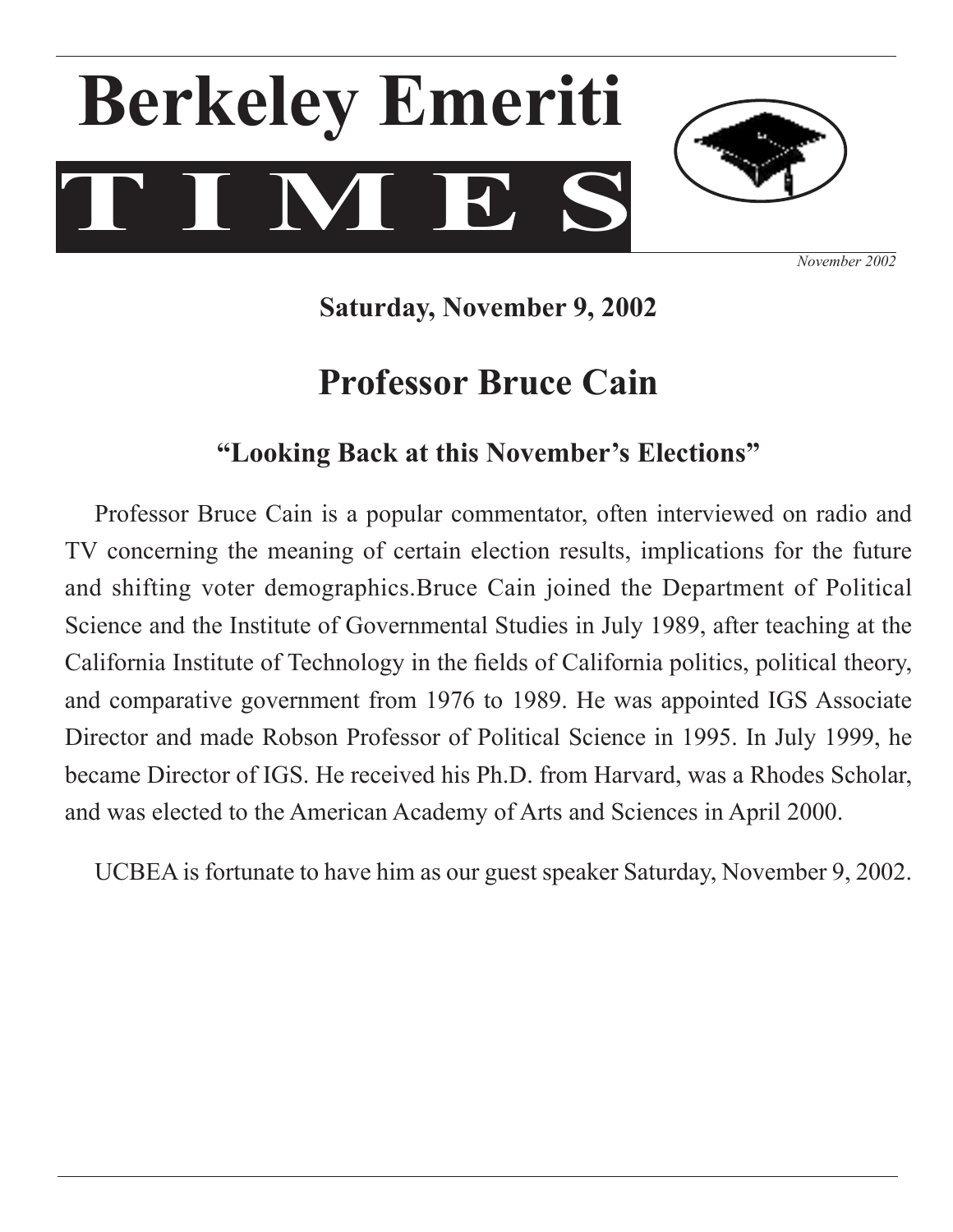# Berkeley Emeriti TIMES

*November 2002*

**Saturday, November 9, 2002**

## Professor Bruce Cain

### "Looking Back at this November's Elections"

Professor Bruce Cain is a popular commentator, often interviewed on radio and TV concerning the meaning of certain election results, implications for the future and shifting voter demographics.Bruce Cain joined the Department of Political Science and the Institute of Governmental Studies in July 1989, after teaching at the California Institute of Technology in the fields of California politics, political theory, and comparative government from 1976 to 1989. He was appointed IGS Associate Director and made Robson Professor of Political Science in 1995. In July 1999, he became Director of IGS. He received his Ph.D. from Harvard, was a Rhodes Scholar, and was elected to the American Academy of Arts and Sciences in April 2000.

UCBEA is fortunate to have him as our guest speaker Saturday, November 9, 2002.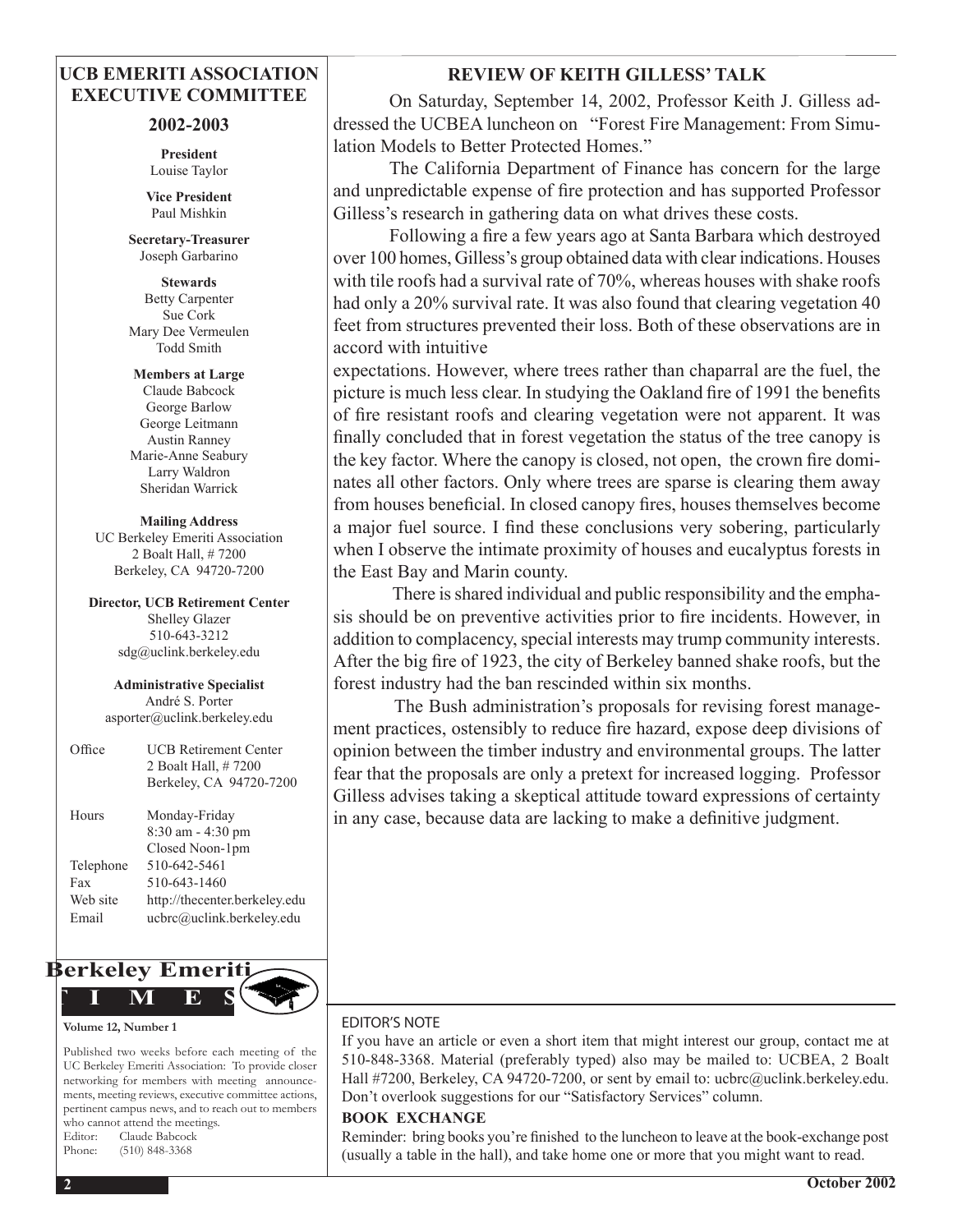## UCB EMERITI ASSOCIATION EXECUTIVE COMMITTEE

### 2002-2003

**President**
Louise Taylor

**Vice President**
Paul Mishkin

**Secretary-Treasurer**
Joseph Garbarino

**Stewards**
Betty Carpenter
Sue Cork
Mary Dee Vermeulen
Todd Smith

**Members at Large**
Claude Babcock
George Barlow
George Leitmann
Austin Ranney
Marie-Anne Seabury
Larry Waldron
Sheridan Warrick

**Mailing Address**
UC Berkeley Emeriti Association
2 Boalt Hall, # 7200
Berkeley, CA 94720-7200

**Director, UCB Retirement Center**
Shelley Glazer
510-643-3212
sdg@uclink.berkeley.edu

**Administrative Specialist**
André S. Porter
asporter@uclink.berkeley.edu

| | |
|---|---|
| Office | UCB Retirement Center<br>2 Boalt Hall, # 7200<br>Berkeley, CA 94720-7200 |
| Hours | Monday-Friday<br>8:30 am - 4:30 pm<br>Closed Noon-1pm |
| Telephone | 510-642-5461 |
| Fax | 510-643-1460 |
| Web site | http://thecenter.berkeley.edu |
| Email | ucbrc@uclink.berkeley.edu |

**Berkeley Emeriti TIMES**

**Volume 12, Number 1**

Published two weeks before each meeting of the UC Berkeley Emeriti Association: To provide closer networking for members with meeting announcements, meeting reviews, executive committee actions, pertinent campus news, and to reach out to members who cannot attend the meetings.
Editor: Claude Babcock
Phone: (510) 848-3368

## REVIEW OF KEITH GILLESS' TALK

On Saturday, September 14, 2002, Professor Keith J. Gilless addressed the UCBEA luncheon on "Forest Fire Management: From Simulation Models to Better Protected Homes."

The California Department of Finance has concern for the large and unpredictable expense of fire protection and has supported Professor Gilless's research in gathering data on what drives these costs.

Following a fire a few years ago at Santa Barbara which destroyed over 100 homes, Gilless's group obtained data with clear indications. Houses with tile roofs had a survival rate of 70%, whereas houses with shake roofs had only a 20% survival rate. It was also found that clearing vegetation 40 feet from structures prevented their loss. Both of these observations are in accord with intuitive expectations. However, where trees rather than chaparral are the fuel, the picture is much less clear. In studying the Oakland fire of 1991 the benefits of fire resistant roofs and clearing vegetation were not apparent. It was finally concluded that in forest vegetation the status of the tree canopy is the key factor. Where the canopy is closed, not open, the crown fire dominates all other factors. Only where trees are sparse is clearing them away from houses beneficial. In closed canopy fires, houses themselves become a major fuel source. I find these conclusions very sobering, particularly when I observe the intimate proximity of houses and eucalyptus forests in the East Bay and Marin county.

There is shared individual and public responsibility and the emphasis should be on preventive activities prior to fire incidents. However, in addition to complacency, special interests may trump community interests. After the big fire of 1923, the city of Berkeley banned shake roofs, but the forest industry had the ban rescinded within six months.

The Bush administration's proposals for revising forest management practices, ostensibly to reduce fire hazard, expose deep divisions of opinion between the timber industry and environmental groups. The latter fear that the proposals are only a pretext for increased logging. Professor Gilless advises taking a skeptical attitude toward expressions of certainty in any case, because data are lacking to make a definitive judgment.

### EDITOR'S NOTE

If you have an article or even a short item that might interest our group, contact me at 510-848-3368. Material (preferably typed) also may be mailed to: UCBEA, 2 Boalt Hall #7200, Berkeley, CA 94720-7200, or sent by email to: ucbrc@uclink.berkeley.edu. Don't overlook suggestions for our "Satisfactory Services" column.

**BOOK EXCHANGE**

Reminder: bring books you're finished to the luncheon to leave at the book-exchange post (usually a table in the hall), and take home one or more that you might want to read.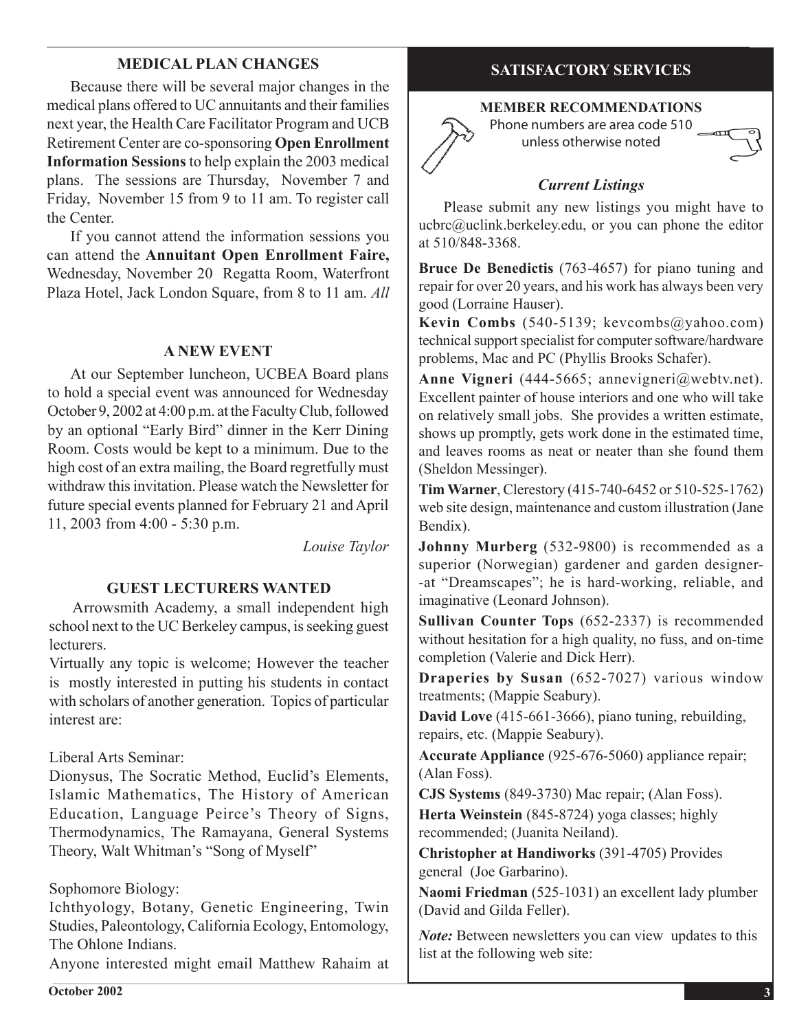## MEDICAL PLAN CHANGES

Because there will be several major changes in the medical plans offered to UC annuitants and their families next year, the Health Care Facilitator Program and UCB Retirement Center are co-sponsoring **Open Enrollment Information Sessions** to help explain the 2003 medical plans. The sessions are Thursday, November 7 and Friday, November 15 from 9 to 11 am. To register call the Center.

If you cannot attend the information sessions you can attend the **Annuitant Open Enrollment Faire,** Wednesday, November 20 Regatta Room, Waterfront Plaza Hotel, Jack London Square, from 8 to 11 am. *All*

## A NEW EVENT

At our September luncheon, UCBEA Board plans to hold a special event was announced for Wednesday October 9, 2002 at 4:00 p.m. at the Faculty Club, followed by an optional "Early Bird" dinner in the Kerr Dining Room. Costs would be kept to a minimum. Due to the high cost of an extra mailing, the Board regretfully must withdraw this invitation. Please watch the Newsletter for future special events planned for February 21 and April 11, 2003 from 4:00 - 5:30 p.m.

*Louise Taylor*

## GUEST LECTURERS WANTED

Arrowsmith Academy, a small independent high school next to the UC Berkeley campus, is seeking guest lecturers.

Virtually any topic is welcome; However the teacher is mostly interested in putting his students in contact with scholars of another generation. Topics of particular interest are:

Liberal Arts Seminar:

Dionysus, The Socratic Method, Euclid's Elements, Islamic Mathematics, The History of American Education, Language Peirce's Theory of Signs, Thermodynamics, The Ramayana, General Systems Theory, Walt Whitman's "Song of Myself"

Sophomore Biology:

Ichthyology, Botany, Genetic Engineering, Twin Studies, Paleontology, California Ecology, Entomology, The Ohlone Indians.

Anyone interested might email Matthew Rahaim at

## SATISFACTORY SERVICES

### MEMBER RECOMMENDATIONS

Phone numbers are area code 510 unless otherwise noted

### *Current Listings*

Please submit any new listings you might have to ucbrc@uclink.berkeley.edu, or you can phone the editor at 510/848-3368.

**Bruce De Benedictis** (763-4657) for piano tuning and repair for over 20 years, and his work has always been very good (Lorraine Hauser).

**Kevin Combs** (540-5139; kevcombs@yahoo.com) technical support specialist for computer software/hardware problems, Mac and PC (Phyllis Brooks Schafer).

**Anne Vigneri** (444-5665; annevigneri@webtv.net). Excellent painter of house interiors and one who will take on relatively small jobs. She provides a written estimate, shows up promptly, gets work done in the estimated time, and leaves rooms as neat or neater than she found them (Sheldon Messinger).

**Tim Warner**, Clerestory (415-740-6452 or 510-525-1762) web site design, maintenance and custom illustration (Jane Bendix).

**Johnny Murberg** (532-9800) is recommended as a superior (Norwegian) gardener and garden designer--at "Dreamscapes"; he is hard-working, reliable, and imaginative (Leonard Johnson).

**Sullivan Counter Tops** (652-2337) is recommended without hesitation for a high quality, no fuss, and on-time completion (Valerie and Dick Herr).

**Draperies by Susan** (652-7027) various window treatments; (Mappie Seabury).

**David Love** (415-661-3666), piano tuning, rebuilding, repairs, etc. (Mappie Seabury).

**Accurate Appliance** (925-676-5060) appliance repair; (Alan Foss).

**CJS Systems** (849-3730) Mac repair; (Alan Foss).

**Herta Weinstein** (845-8724) yoga classes; highly recommended; (Juanita Neiland).

**Christopher at Handiworks** (391-4705) Provides general (Joe Garbarino).

**Naomi Friedman** (525-1031) an excellent lady plumber (David and Gilda Feller).

*Note:* Between newsletters you can view updates to this list at the following web site: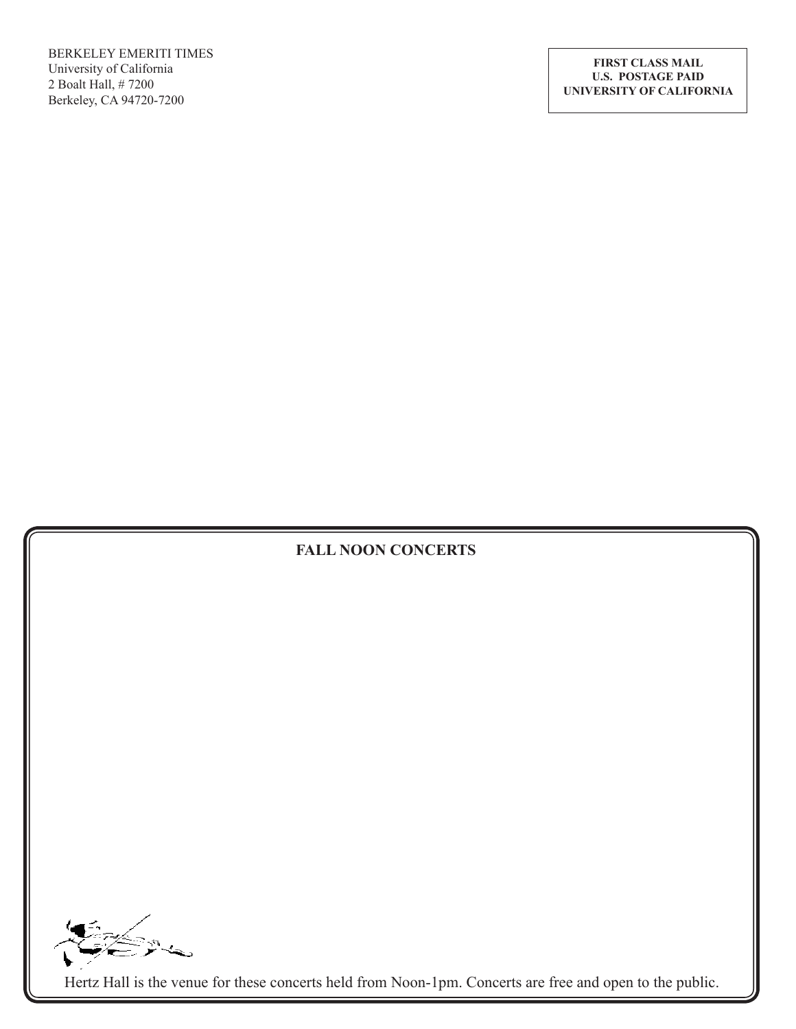BERKELEY EMERITI TIMES
University of California
2 Boalt Hall, # 7200
Berkeley, CA 94720-7200

**FIRST CLASS MAIL**
**U.S. POSTAGE PAID**
**UNIVERSITY OF CALIFORNIA**

## FALL NOON CONCERTS

Hertz Hall is the venue for these concerts held from Noon-1pm. Concerts are free and open to the public.